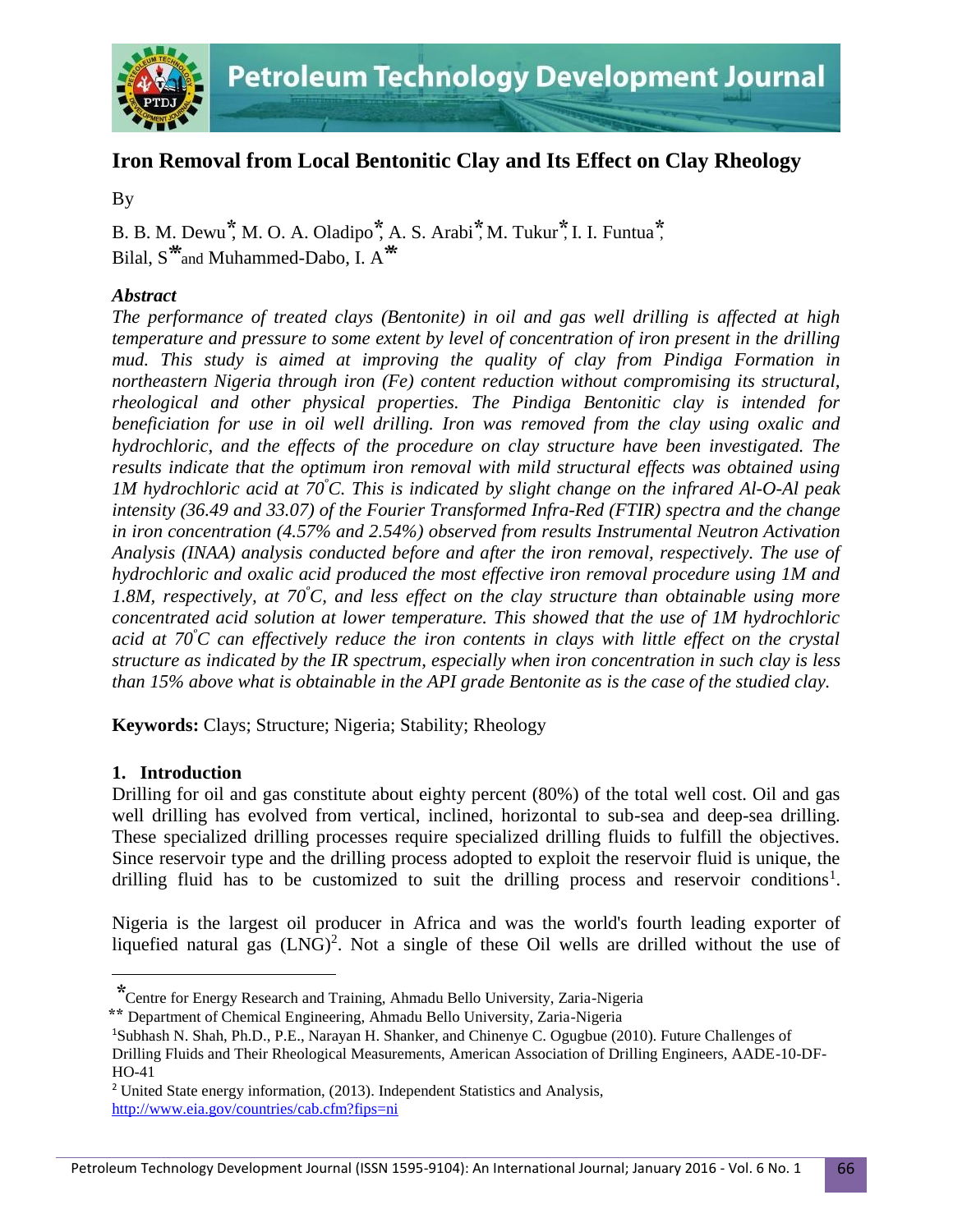# Iron Removal from Local Bentonitic Clay and Its Effect on Clay Rheology

By

B. B. M. Dewu*, M. O. A. Oladipo*, A. S. Arabi*, M. Tukur*, I. I. Funtua*, Bilal, S** and Muhammed-Dabo, I. A**

### *Abstract*

*The performance of treated clays (Bentonite) in oil and gas well drilling is affected at high temperature and pressure to some extent by level of concentration of iron present in the drilling mud. This study is aimed at improving the quality of clay from Pindiga Formation in northeastern Nigeria through iron (Fe) content reduction without compromising its structural, rheological and other physical properties. The Pindiga Bentonitic clay is intended for beneficiation for use in oil well drilling. Iron was removed from the clay using oxalic and hydrochloric, and the effects of the procedure on clay structure have been investigated. The results indicate that the optimum iron removal with mild structural effects was obtained using 1M hydrochloric acid at 70°C. This is indicated by slight change on the infrared Al-O-Al peak intensity (36.49 and 33.07) of the Fourier Transformed Infra-Red (FTIR) spectra and the change in iron concentration (4.57% and 2.54%) observed from results Instrumental Neutron Activation Analysis (INAA) analysis conducted before and after the iron removal, respectively. The use of hydrochloric and oxalic acid produced the most effective iron removal procedure using 1M and 1.8M, respectively, at 70°C, and less effect on the clay structure than obtainable using more concentrated acid solution at lower temperature. This showed that the use of 1M hydrochloric acid at 70°C can effectively reduce the iron contents in clays with little effect on the crystal structure as indicated by the IR spectrum, especially when iron concentration in such clay is less than 15% above what is obtainable in the API grade Bentonite as is the case of the studied clay.*

**Keywords:** Clays; Structure; Nigeria; Stability; Rheology

## 1. Introduction

Drilling for oil and gas constitute about eighty percent (80%) of the total well cost. Oil and gas well drilling has evolved from vertical, inclined, horizontal to sub-sea and deep-sea drilling. These specialized drilling processes require specialized drilling fluids to fulfill the objectives. Since reservoir type and the drilling process adopted to exploit the reservoir fluid is unique, the drilling fluid has to be customized to suit the drilling process and reservoir conditions[1].

Nigeria is the largest oil producer in Africa and was the world's fourth leading exporter of liquefied natural gas (LNG)[2]. Not a single of these Oil wells are drilled without the use of

---

*Centre for Energy Research and Training, Ahmadu Bello University, Zaria-Nigeria

** Department of Chemical Engineering, Ahmadu Bello University, Zaria-Nigeria

[1]Subhash N. Shah, Ph.D., P.E., Narayan H. Shanker, and Chinenye C. Ogugbue (2010). Future Challenges of Drilling Fluids and Their Rheological Measurements, American Association of Drilling Engineers, AADE-10-DF-HO-41

[2] United State energy information, (2013). Independent Statistics and Analysis, http://www.eia.gov/countries/cab.cfm?fips=ni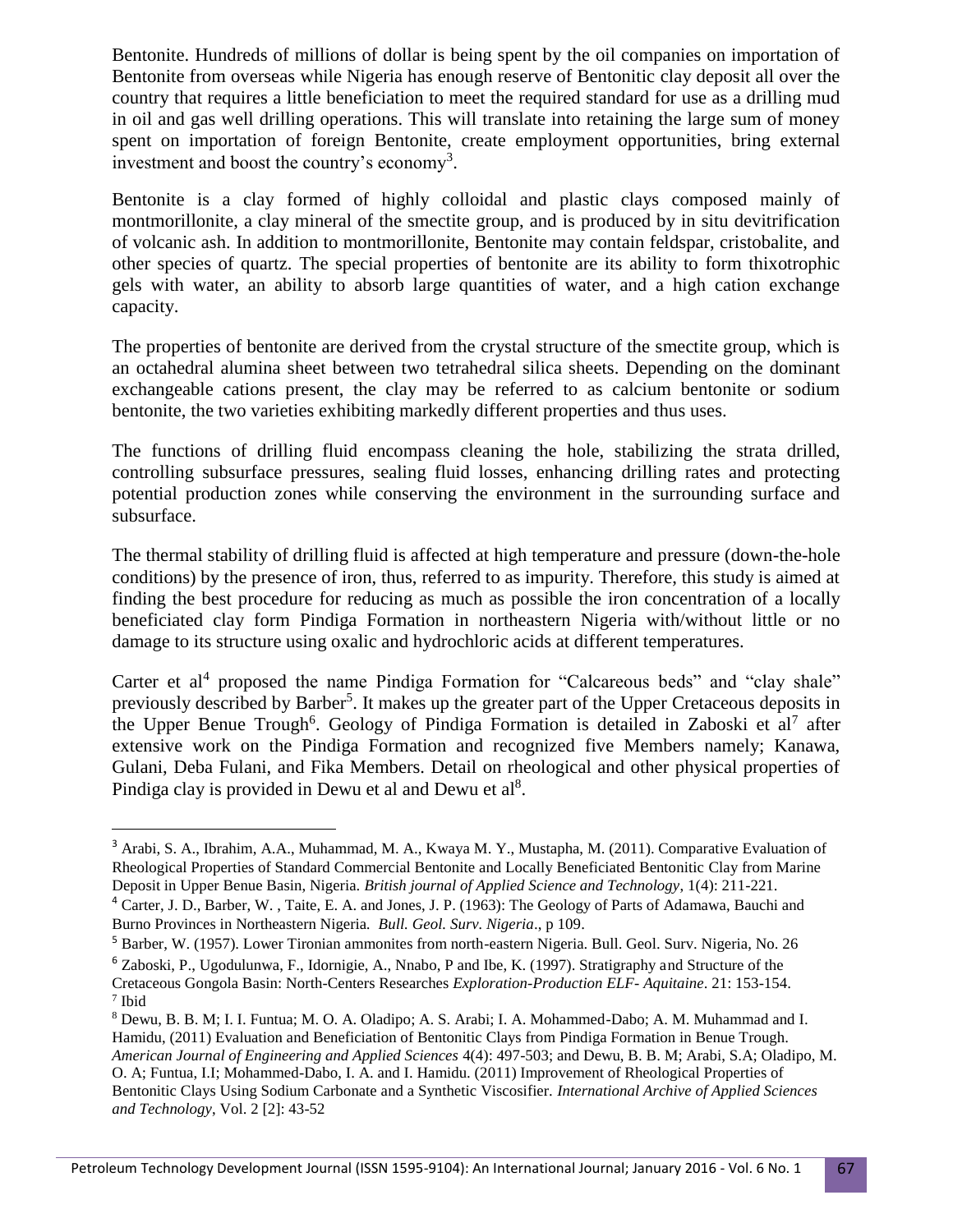Bentonite. Hundreds of millions of dollar is being spent by the oil companies on importation of Bentonite from overseas while Nigeria has enough reserve of Bentonitic clay deposit all over the country that requires a little beneficiation to meet the required standard for use as a drilling mud in oil and gas well drilling operations. This will translate into retaining the large sum of money spent on importation of foreign Bentonite, create employment opportunities, bring external investment and boost the country's economy[3].

Bentonite is a clay formed of highly colloidal and plastic clays composed mainly of montmorillonite, a clay mineral of the smectite group, and is produced by in situ devitrification of volcanic ash. In addition to montmorillonite, Bentonite may contain feldspar, cristobalite, and other species of quartz. The special properties of bentonite are its ability to form thixotrophic gels with water, an ability to absorb large quantities of water, and a high cation exchange capacity.

The properties of bentonite are derived from the crystal structure of the smectite group, which is an octahedral alumina sheet between two tetrahedral silica sheets. Depending on the dominant exchangeable cations present, the clay may be referred to as calcium bentonite or sodium bentonite, the two varieties exhibiting markedly different properties and thus uses.

The functions of drilling fluid encompass cleaning the hole, stabilizing the strata drilled, controlling subsurface pressures, sealing fluid losses, enhancing drilling rates and protecting potential production zones while conserving the environment in the surrounding surface and subsurface.

The thermal stability of drilling fluid is affected at high temperature and pressure (down-the-hole conditions) by the presence of iron, thus, referred to as impurity. Therefore, this study is aimed at finding the best procedure for reducing as much as possible the iron concentration of a locally beneficiated clay form Pindiga Formation in northeastern Nigeria with/without little or no damage to its structure using oxalic and hydrochloric acids at different temperatures.

Carter et al[4] proposed the name Pindiga Formation for "Calcareous beds" and "clay shale" previously described by Barber[5]. It makes up the greater part of the Upper Cretaceous deposits in the Upper Benue Trough[6]. Geology of Pindiga Formation is detailed in Zaboski et al[7] after extensive work on the Pindiga Formation and recognized five Members namely; Kanawa, Gulani, Deba Fulani, and Fika Members. Detail on rheological and other physical properties of Pindiga clay is provided in Dewu et al and Dewu et al[8].

---

[3] Arabi, S. A., Ibrahim, A.A., Muhammad, M. A., Kwaya M. Y., Mustapha, M. (2011). Comparative Evaluation of Rheological Properties of Standard Commercial Bentonite and Locally Beneficiated Bentonitic Clay from Marine Deposit in Upper Benue Basin, Nigeria. *British journal of Applied Science and Technology*, 1(4): 211-221.

[4] Carter, J. D., Barber, W. , Taite, E. A. and Jones, J. P. (1963): The Geology of Parts of Adamawa, Bauchi and Burno Provinces in Northeastern Nigeria. *Bull. Geol. Surv. Nigeria*., p 109.

[5] Barber, W. (1957). Lower Tironian ammonites from north-eastern Nigeria. Bull. Geol. Surv. Nigeria, No. 26

[6] Zaboski, P., Ugodulunwa, F., Idornigie, A., Nnabo, P and Ibe, K. (1997). Stratigraphy and Structure of the Cretaceous Gongola Basin: North-Centers Researches *Exploration-Production ELF- Aquitaine*. 21: 153-154.

[7] Ibid

[8] Dewu, B. B. M; I. I. Funtua; M. O. A. Oladipo; A. S. Arabi; I. A. Mohammed-Dabo; A. M. Muhammad and I. Hamidu, (2011) Evaluation and Beneficiation of Bentonitic Clays from Pindiga Formation in Benue Trough. *American Journal of Engineering and Applied Sciences* 4(4): 497-503; and Dewu, B. B. M; Arabi, S.A; Oladipo, M. O. A; Funtua, I.I; Mohammed-Dabo, I. A. and I. Hamidu. (2011) Improvement of Rheological Properties of Bentonitic Clays Using Sodium Carbonate and a Synthetic Viscosifier. *International Archive of Applied Sciences and Technology*, Vol. 2 [2]: 43-52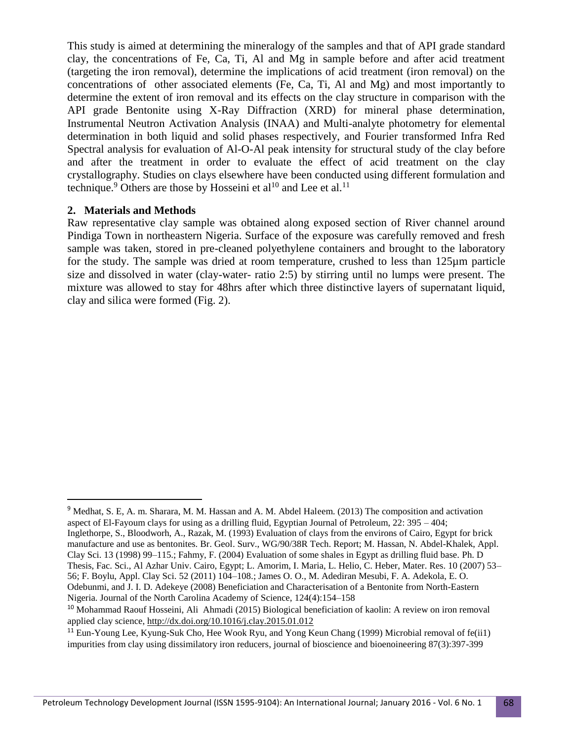This study is aimed at determining the mineralogy of the samples and that of API grade standard clay, the concentrations of Fe, Ca, Ti, Al and Mg in sample before and after acid treatment (targeting the iron removal), determine the implications of acid treatment (iron removal) on the concentrations of other associated elements (Fe, Ca, Ti, Al and Mg) and most importantly to determine the extent of iron removal and its effects on the clay structure in comparison with the API grade Bentonite using X-Ray Diffraction (XRD) for mineral phase determination, Instrumental Neutron Activation Analysis (INAA) and Multi-analyte photometry for elemental determination in both liquid and solid phases respectively, and Fourier transformed Infra Red Spectral analysis for evaluation of Al-O-Al peak intensity for structural study of the clay before and after the treatment in order to evaluate the effect of acid treatment on the clay crystallography. Studies on clays elsewhere have been conducted using different formulation and technique.[9] Others are those by Hosseini et al[10] and Lee et al.[11]

## 2. Materials and Methods

Raw representative clay sample was obtained along exposed section of River channel around Pindiga Town in northeastern Nigeria. Surface of the exposure was carefully removed and fresh sample was taken, stored in pre-cleaned polyethylene containers and brought to the laboratory for the study. The sample was dried at room temperature, crushed to less than 125μm particle size and dissolved in water (clay-water- ratio 2:5) by stirring until no lumps were present. The mixture was allowed to stay for 48hrs after which three distinctive layers of supernatant liquid, clay and silica were formed (Fig. 2).

---

[9] Medhat, S. E, A. m. Sharara, M. M. Hassan and A. M. Abdel Haleem. (2013) The composition and activation aspect of El-Fayoum clays for using as a drilling fluid, Egyptian Journal of Petroleum, 22: 395 – 404; Inglethorpe, S., Bloodworh, A., Razak, M. (1993) Evaluation of clays from the environs of Cairo, Egypt for brick manufacture and use as bentonites. Br. Geol. Surv., WG/90/38R Tech. Report; M. Hassan, N. Abdel-Khalek, Appl. Clay Sci. 13 (1998) 99–115.; Fahmy, F. (2004) Evaluation of some shales in Egypt as drilling fluid base. Ph. D Thesis, Fac. Sci., Al Azhar Univ. Cairo, Egypt; L. Amorim, I. Maria, L. Helio, C. Heber, Mater. Res. 10 (2007) 53–56; F. Boylu, Appl. Clay Sci. 52 (2011) 104–108.; James O. O., M. Adediran Mesubi, F. A. Adekola, E. O. Odebunmi, and J. I. D. Adekeye (2008) Beneficiation and Characterisation of a Bentonite from North-Eastern Nigeria. Journal of the North Carolina Academy of Science, 124(4):154–158

[10] Mohammad Raouf Hosseini, Ali Ahmadi (2015) Biological beneficiation of kaolin: A review on iron removal applied clay science, http://dx.doi.org/10.1016/j.clay.2015.01.012

[11] Eun-Young Lee, Kyung-Suk Cho, Hee Wook Ryu, and Yong Keun Chang (1999) Microbial removal of fe(ii1) impurities from clay using dissimilatory iron reducers, journal of bioscience and bioenoineering 87(3):397-399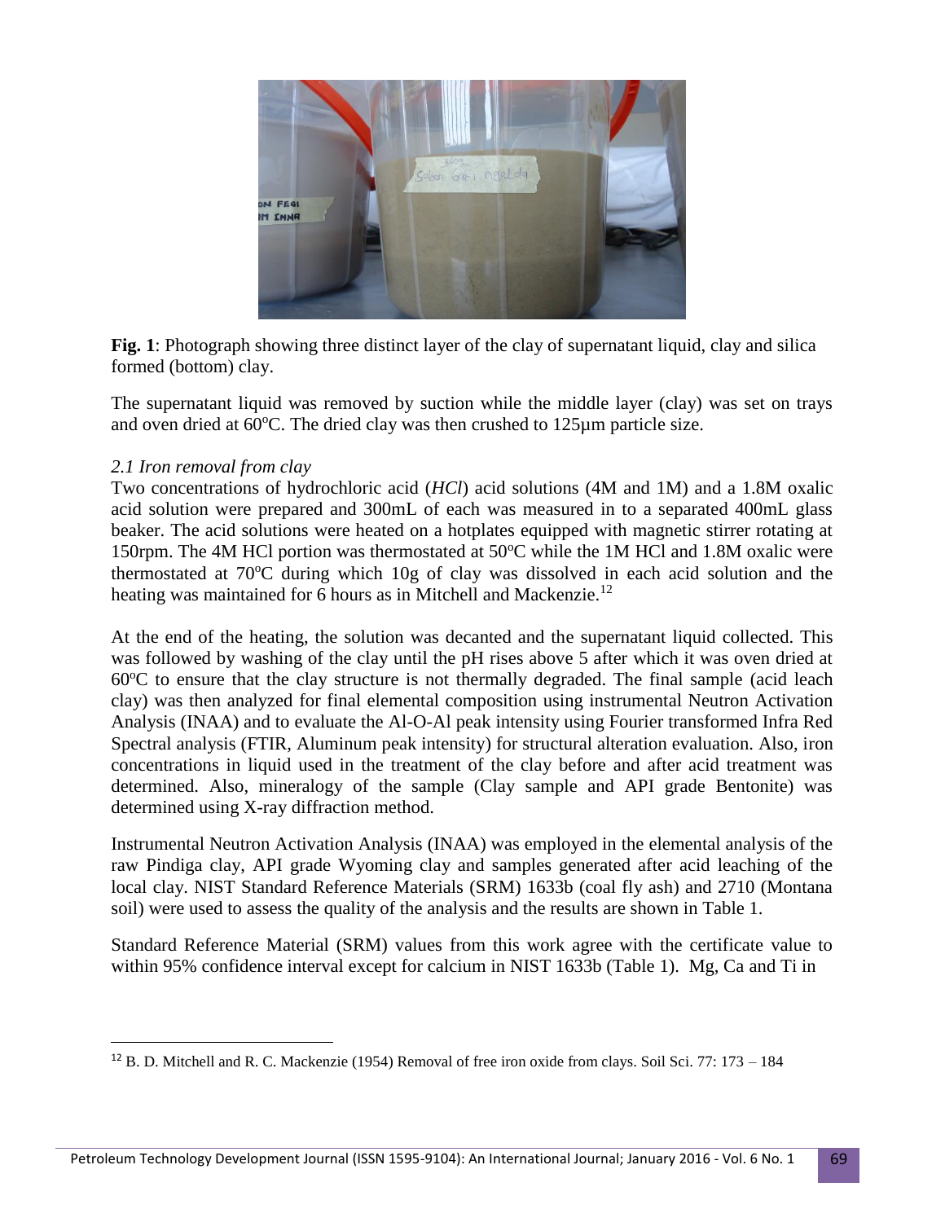**Fig. 1**: Photograph showing three distinct layer of the clay of supernatant liquid, clay and silica formed (bottom) clay.

The supernatant liquid was removed by suction while the middle layer (clay) was set on trays and oven dried at 60°C. The dried clay was then crushed to 125µm particle size.

### *2.1 Iron removal from clay*

Two concentrations of hydrochloric acid (*HCl*) acid solutions (4M and 1M) and a 1.8M oxalic acid solution were prepared and 300mL of each was measured in to a separated 400mL glass beaker. The acid solutions were heated on a hotplates equipped with magnetic stirrer rotating at 150rpm. The 4M HCl portion was thermostated at 50°C while the 1M HCl and 1.8M oxalic were thermostated at 70°C during which 10g of clay was dissolved in each acid solution and the heating was maintained for 6 hours as in Mitchell and Mackenzie.[12]

At the end of the heating, the solution was decanted and the supernatant liquid collected. This was followed by washing of the clay until the pH rises above 5 after which it was oven dried at 60°C to ensure that the clay structure is not thermally degraded. The final sample (acid leach clay) was then analyzed for final elemental composition using instrumental Neutron Activation Analysis (INAA) and to evaluate the Al-O-Al peak intensity using Fourier transformed Infra Red Spectral analysis (FTIR, Aluminum peak intensity) for structural alteration evaluation. Also, iron concentrations in liquid used in the treatment of the clay before and after acid treatment was determined. Also, mineralogy of the sample (Clay sample and API grade Bentonite) was determined using X-ray diffraction method.

Instrumental Neutron Activation Analysis (INAA) was employed in the elemental analysis of the raw Pindiga clay, API grade Wyoming clay and samples generated after acid leaching of the local clay. NIST Standard Reference Materials (SRM) 1633b (coal fly ash) and 2710 (Montana soil) were used to assess the quality of the analysis and the results are shown in Table 1.

Standard Reference Material (SRM) values from this work agree with the certificate value to within 95% confidence interval except for calcium in NIST 1633b (Table 1). Mg, Ca and Ti in

---

[12] B. D. Mitchell and R. C. Mackenzie (1954) Removal of free iron oxide from clays. Soil Sci. 77: 173 – 184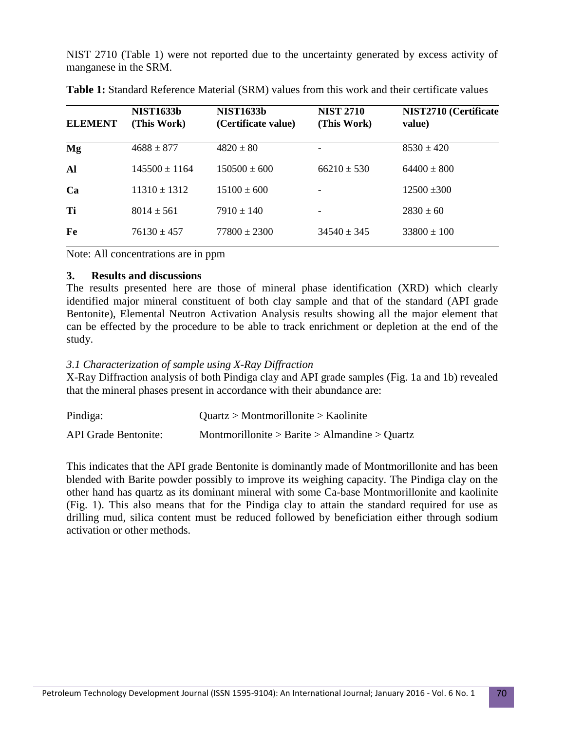NIST 2710 (Table 1) were not reported due to the uncertainty generated by excess activity of manganese in the SRM.

**Table 1:** Standard Reference Material (SRM) values from this work and their certificate values

| ELEMENT | NIST1633b (This Work) | NIST1633b (Certificate value) | NIST 2710 (This Work) | NIST2710 (Certificate value) |
|---|---|---|---|---|
| **Mg** | 4688 ± 877 | 4820 ± 80 | - | 8530 ± 420 |
| **Al** | 145500 ± 1164 | 150500 ± 600 | 66210 ± 530 | 64400 ± 800 |
| **Ca** | 11310 ± 1312 | 15100 ± 600 | - | 12500 ±300 |
| **Ti** | 8014 ± 561 | 7910 ± 140 | - | 2830 ± 60 |
| **Fe** | 76130 ± 457 | 77800 ± 2300 | 34540 ± 345 | 33800 ± 100 |

Note: All concentrations are in ppm

## 3. Results and discussions

The results presented here are those of mineral phase identification (XRD) which clearly identified major mineral constituent of both clay sample and that of the standard (API grade Bentonite), Elemental Neutron Activation Analysis results showing all the major element that can be effected by the procedure to be able to track enrichment or depletion at the end of the study.

### *3.1 Characterization of sample using X-Ray Diffraction*

X-Ray Diffraction analysis of both Pindiga clay and API grade samples (Fig. 1a and 1b) revealed that the mineral phases present in accordance with their abundance are:

Pindiga: Quartz > Montmorillonite > Kaolinite

API Grade Bentonite: Montmorillonite > Barite > Almandine > Quartz

This indicates that the API grade Bentonite is dominantly made of Montmorillonite and has been blended with Barite powder possibly to improve its weighing capacity. The Pindiga clay on the other hand has quartz as its dominant mineral with some Ca-base Montmorillonite and kaolinite (Fig. 1). This also means that for the Pindiga clay to attain the standard required for use as drilling mud, silica content must be reduced followed by beneficiation either through sodium activation or other methods.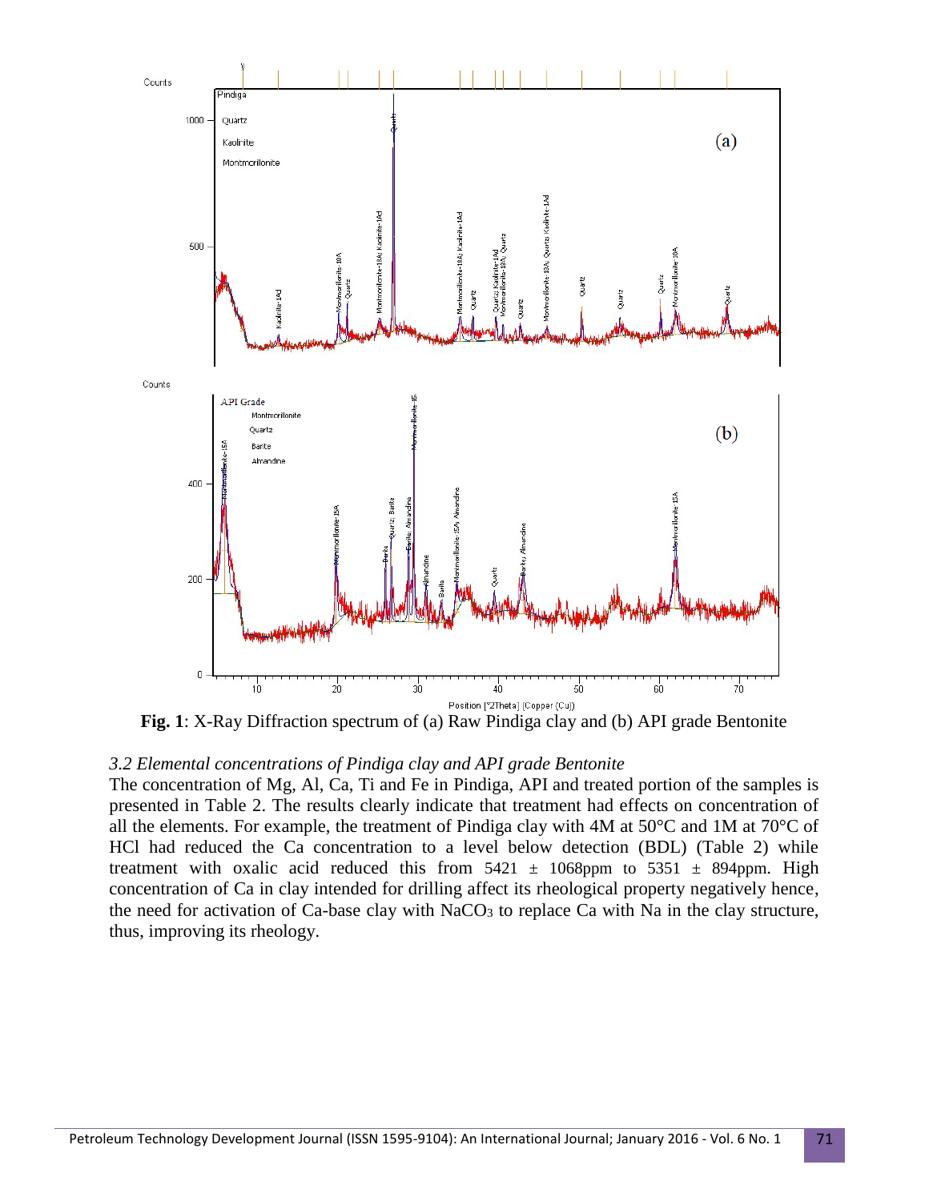**Fig. 1**: X-Ray Diffraction spectrum of (a) Raw Pindiga clay and (b) API grade Bentonite

### *3.2 Elemental concentrations of Pindiga clay and API grade Bentonite*

The concentration of Mg, Al, Ca, Ti and Fe in Pindiga, API and treated portion of the samples is presented in Table 2. The results clearly indicate that treatment had effects on concentration of all the elements. For example, the treatment of Pindiga clay with 4M at 50°C and 1M at 70°C of HCl had reduced the Ca concentration to a level below detection (BDL) (Table 2) while treatment with oxalic acid reduced this from 5421 ± 1068ppm to 5351 ± 894ppm. High concentration of Ca in clay intended for drilling affect its rheological property negatively hence, the need for activation of Ca-base clay with $NaCO_3$ to replace Ca with Na in the clay structure, thus, improving its rheology.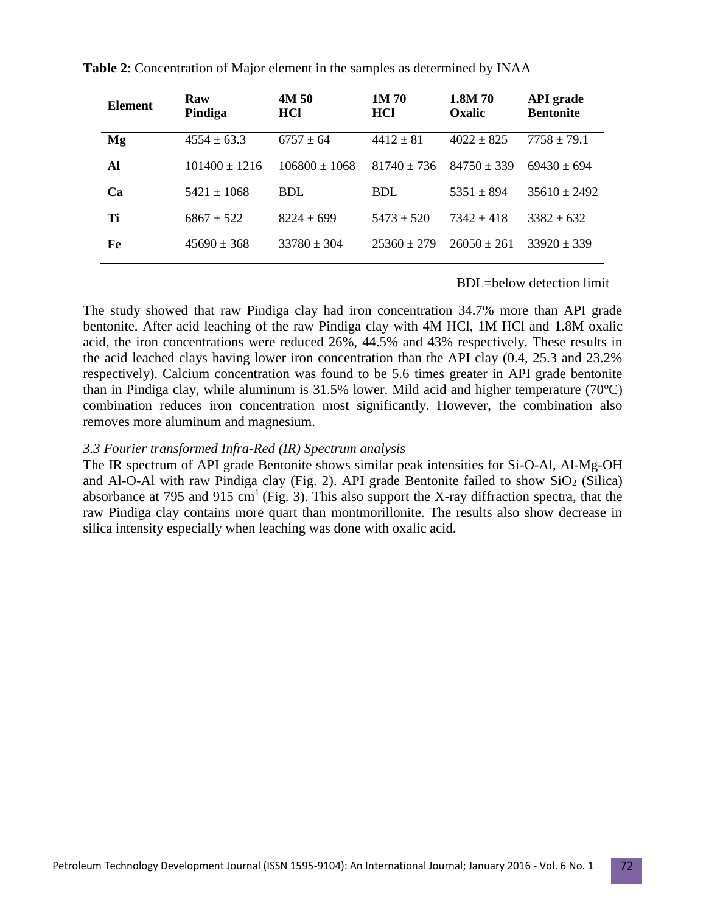**Table 2**: Concentration of Major element in the samples as determined by INAA

| Element | Raw Pindiga | 4M 50 HCl | 1M 70 HCl | 1.8M 70 Oxalic | API grade Bentonite |
|---|---|---|---|---|---|
| **Mg** | 4554 ± 63.3 | 6757 ± 64 | 4412 ± 81 | 4022 ± 825 | 7758 ± 79.1 |
| **Al** | 101400 ± 1216 | 106800 ± 1068 | 81740 ± 736 | 84750 ± 339 | 69430 ± 694 |
| **Ca** | 5421 ± 1068 | BDL | BDL | 5351 ± 894 | 35610 ± 2492 |
| **Ti** | 6867 ± 522 | 8224 ± 699 | 5473 ± 520 | 7342 ± 418 | 3382 ± 632 |
| **Fe** | 45690 ± 368 | 33780 ± 304 | 25360 ± 279 | 26050 ± 261 | 33920 ± 339 |

BDL=below detection limit

The study showed that raw Pindiga clay had iron concentration 34.7% more than API grade bentonite. After acid leaching of the raw Pindiga clay with 4M HCl, 1M HCl and 1.8M oxalic acid, the iron concentrations were reduced 26%, 44.5% and 43% respectively. These results in the acid leached clays having lower iron concentration than the API clay (0.4, 25.3 and 23.2% respectively). Calcium concentration was found to be 5.6 times greater in API grade bentonite than in Pindiga clay, while aluminum is 31.5% lower. Mild acid and higher temperature (70$^{o}$C) combination reduces iron concentration most significantly. However, the combination also removes more aluminum and magnesium.

*3.3 Fourier transformed Infra-Red (IR) Spectrum analysis*

The IR spectrum of API grade Bentonite shows similar peak intensities for Si-O-Al, Al-Mg-OH and Al-O-Al with raw Pindiga clay (Fig. 2). API grade Bentonite failed to show $SiO_2$ (Silica) absorbance at 795 and 915 $cm^1$ (Fig. 3). This also support the X-ray diffraction spectra, that the raw Pindiga clay contains more quart than montmorillonite. The results also show decrease in silica intensity especially when leaching was done with oxalic acid.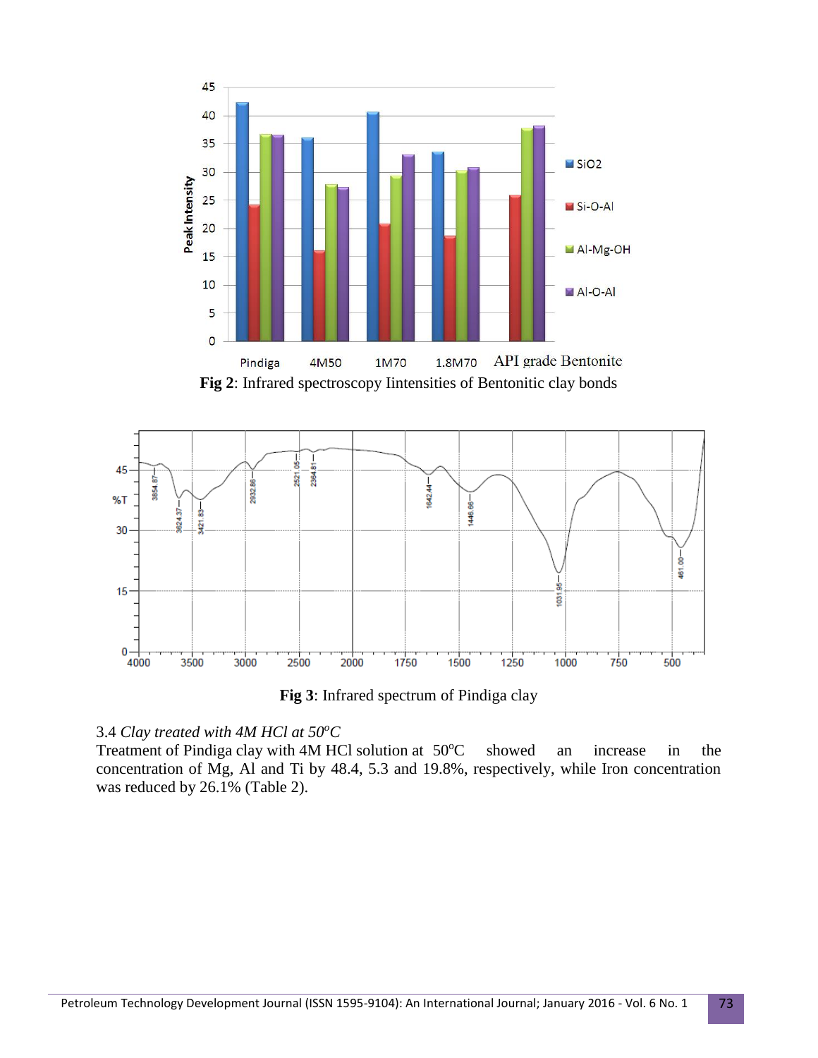**Fig 2**: Infrared spectroscopy Iintensities of Bentonitic clay bonds

**Fig 3**: Infrared spectrum of Pindiga clay

3.4 *Clay treated with 4M HCl at 50$^o$C*

Treatment of Pindiga clay with 4M HCl solution at 50$^o$C showed an increase in the concentration of Mg, Al and Ti by 48.4, 5.3 and 19.8%, respectively, while Iron concentration was reduced by 26.1% (Table 2).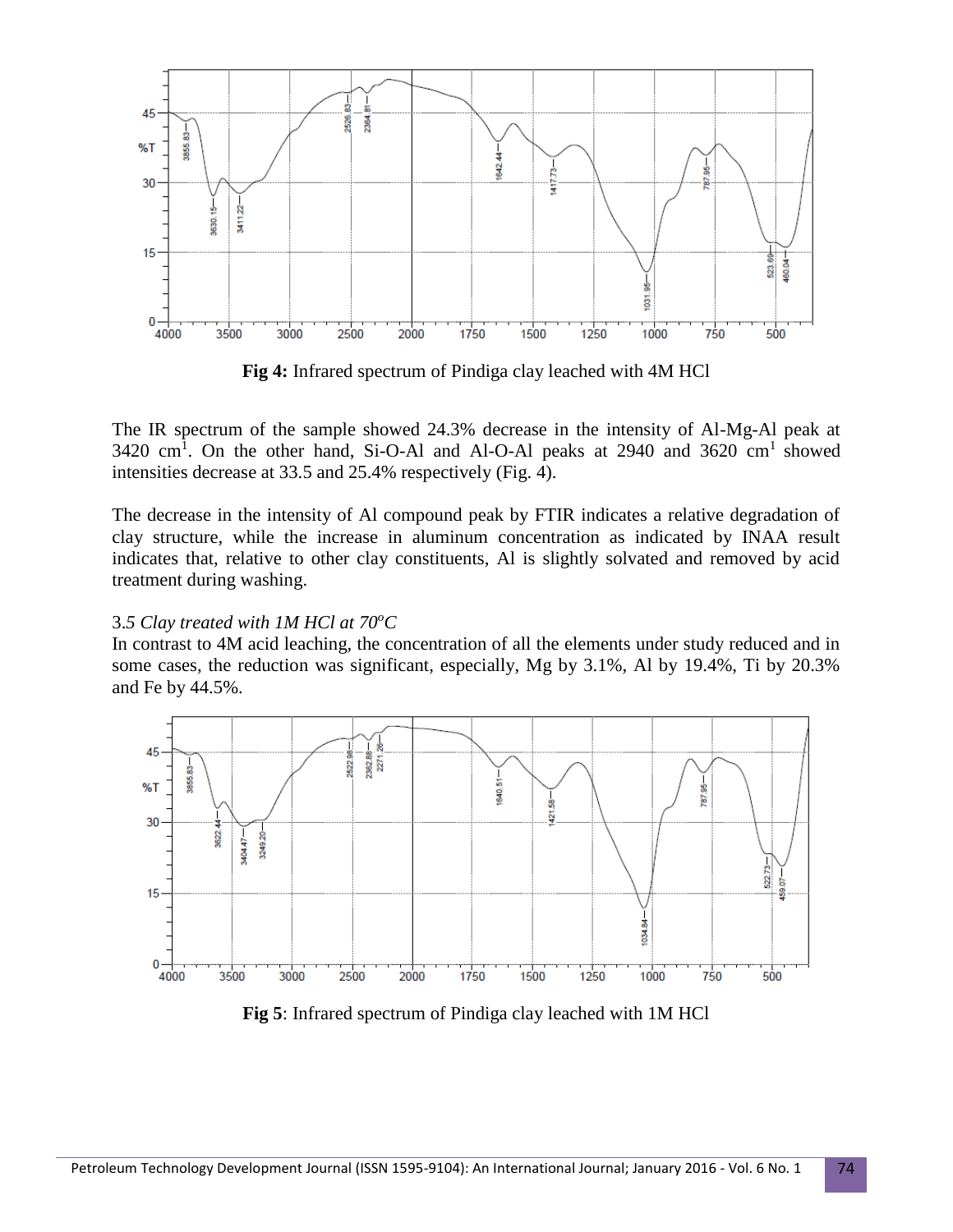**Fig 4:** Infrared spectrum of Pindiga clay leached with 4M HCl

The IR spectrum of the sample showed 24.3% decrease in the intensity of Al-Mg-Al peak at 3420 $cm^{1}$. On the other hand, Si-O-Al and Al-O-Al peaks at 2940 and 3620 $cm^{1}$ showed intensities decrease at 33.5 and 25.4% respectively (Fig. 4).

The decrease in the intensity of Al compound peak by FTIR indicates a relative degradation of clay structure, while the increase in aluminum concentration as indicated by INAA result indicates that, relative to other clay constituents, Al is slightly solvated and removed by acid treatment during washing.

### 3.5 *Clay treated with 1M HCl at 70°C*

In contrast to 4M acid leaching, the concentration of all the elements under study reduced and in some cases, the reduction was significant, especially, Mg by 3.1%, Al by 19.4%, Ti by 20.3% and Fe by 44.5%.

**Fig 5**: Infrared spectrum of Pindiga clay leached with 1M HCl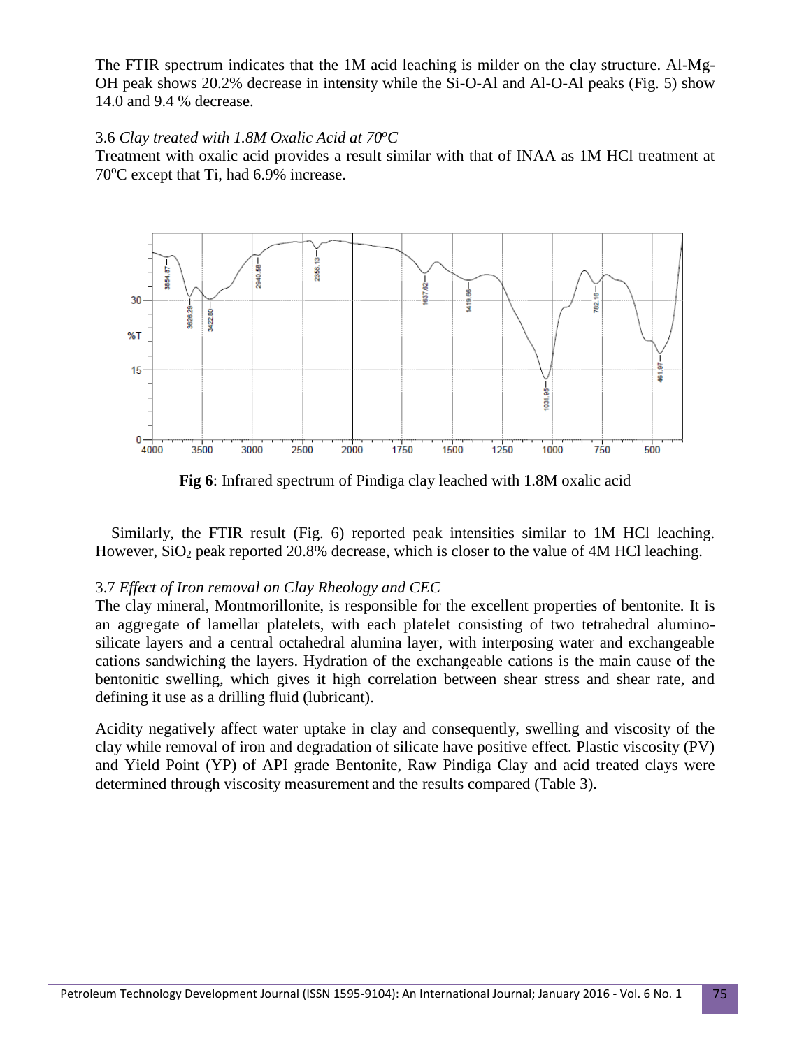The FTIR spectrum indicates that the 1M acid leaching is milder on the clay structure. Al-Mg-OH peak shows 20.2% decrease in intensity while the Si-O-Al and Al-O-Al peaks (Fig. 5) show 14.0 and 9.4 % decrease.

### 3.6 *Clay treated with 1.8M Oxalic Acid at 70ºC*

Treatment with oxalic acid provides a result similar with that of INAA as 1M HCl treatment at 70ºC except that Ti, had 6.9% increase.

**Fig 6**: Infrared spectrum of Pindiga clay leached with 1.8M oxalic acid

Similarly, the FTIR result (Fig. 6) reported peak intensities similar to 1M HCl leaching. However, $SiO_2$ peak reported 20.8% decrease, which is closer to the value of 4M HCl leaching.

### 3.7 *Effect of Iron removal on Clay Rheology and CEC*

The clay mineral, Montmorillonite, is responsible for the excellent properties of bentonite. It is an aggregate of lamellar platelets, with each platelet consisting of two tetrahedral alumino-silicate layers and a central octahedral alumina layer, with interposing water and exchangeable cations sandwiching the layers. Hydration of the exchangeable cations is the main cause of the bentonitic swelling, which gives it high correlation between shear stress and shear rate, and defining it use as a drilling fluid (lubricant).

Acidity negatively affect water uptake in clay and consequently, swelling and viscosity of the clay while removal of iron and degradation of silicate have positive effect. Plastic viscosity (PV) and Yield Point (YP) of API grade Bentonite, Raw Pindiga Clay and acid treated clays were determined through viscosity measurement and the results compared (Table 3).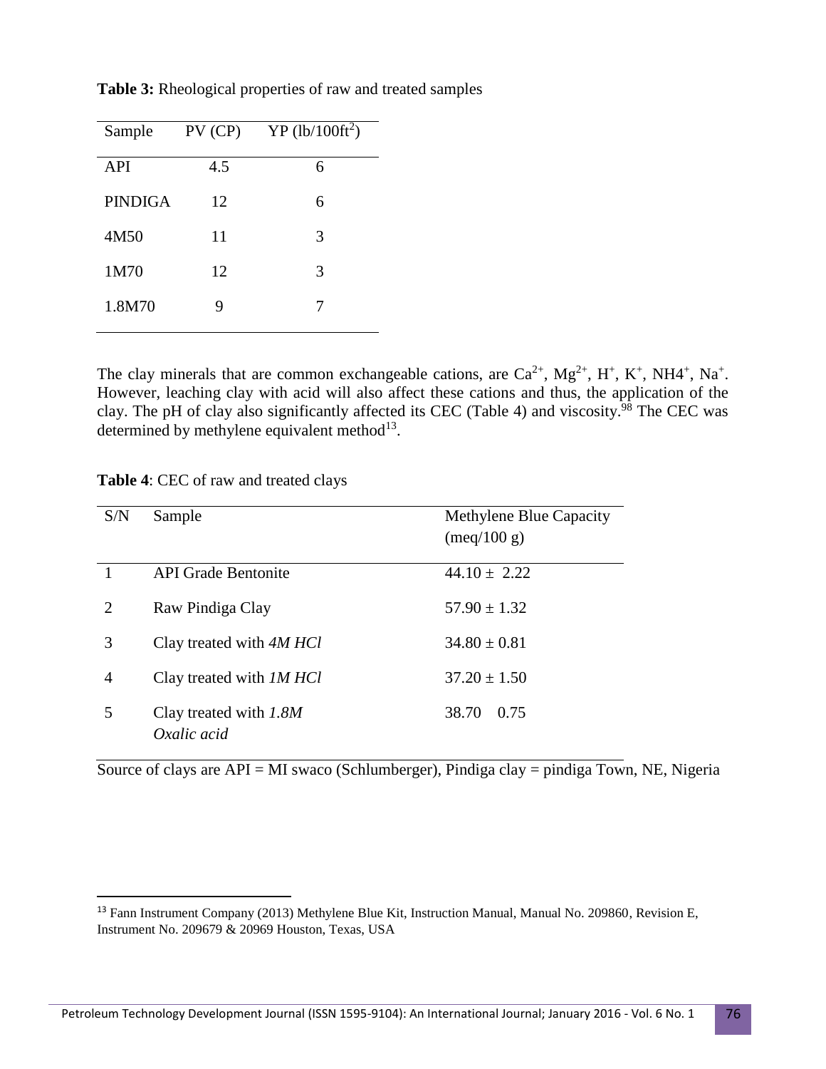**Table 3:** Rheological properties of raw and treated samples

| Sample | PV (CP) | YP ($lb/100ft^2$) |
|---|---|---|
| API | 4.5 | 6 |
| PINDIGA | 12 | 6 |
| 4M50 | 11 | 3 |
| 1M70 | 12 | 3 |
| 1.8M70 | 9 | 7 |

The clay minerals that are common exchangeable cations, are $Ca^{2+}$, $Mg^{2+}$, $H^{+}$, $K^{+}$, $NH4^{+}$, $Na^{+}$. However, leaching clay with acid will also affect these cations and thus, the application of the clay. The pH of clay also significantly affected its CEC (Table 4) and viscosity.[98] The CEC was determined by methylene equivalent method[13].

**Table 4**: CEC of raw and treated clays

| S/N | Sample | Methylene Blue Capacity (meq/100 g) |
|---|---|---|
| 1 | API Grade Bentonite | 44.10 ± 2.22 |
| 2 | Raw Pindiga Clay | 57.90 ± 1.32 |
| 3 | Clay treated with *4M HCl* | 34.80 ± 0.81 |
| 4 | Clay treated with *1M HCl* | 37.20 ± 1.50 |
| 5 | Clay treated with *1.8M Oxalic acid* | 38.70 0.75 |

Source of clays are API = MI swaco (Schlumberger), Pindiga clay = pindiga Town, NE, Nigeria

[13] Fann Instrument Company (2013) Methylene Blue Kit, Instruction Manual, Manual No. 209860, Revision E, Instrument No. 209679 & 20969 Houston, Texas, USA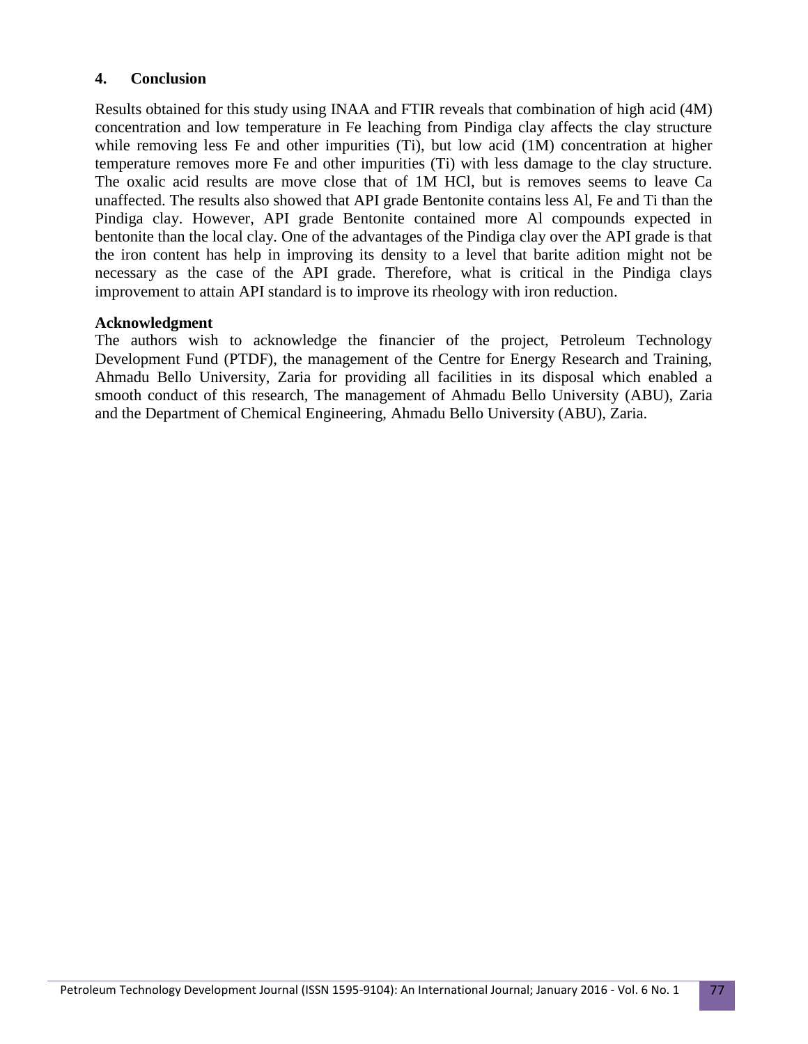## 4. Conclusion

Results obtained for this study using INAA and FTIR reveals that combination of high acid (4M) concentration and low temperature in Fe leaching from Pindiga clay affects the clay structure while removing less Fe and other impurities (Ti), but low acid (1M) concentration at higher temperature removes more Fe and other impurities (Ti) with less damage to the clay structure. The oxalic acid results are move close that of 1M HCl, but is removes seems to leave Ca unaffected. The results also showed that API grade Bentonite contains less Al, Fe and Ti than the Pindiga clay. However, API grade Bentonite contained more Al compounds expected in bentonite than the local clay. One of the advantages of the Pindiga clay over the API grade is that the iron content has help in improving its density to a level that barite adition might not be necessary as the case of the API grade. Therefore, what is critical in the Pindiga clays improvement to attain API standard is to improve its rheology with iron reduction.

**Acknowledgment**

The authors wish to acknowledge the financier of the project, Petroleum Technology Development Fund (PTDF), the management of the Centre for Energy Research and Training, Ahmadu Bello University, Zaria for providing all facilities in its disposal which enabled a smooth conduct of this research, The management of Ahmadu Bello University (ABU), Zaria and the Department of Chemical Engineering, Ahmadu Bello University (ABU), Zaria.